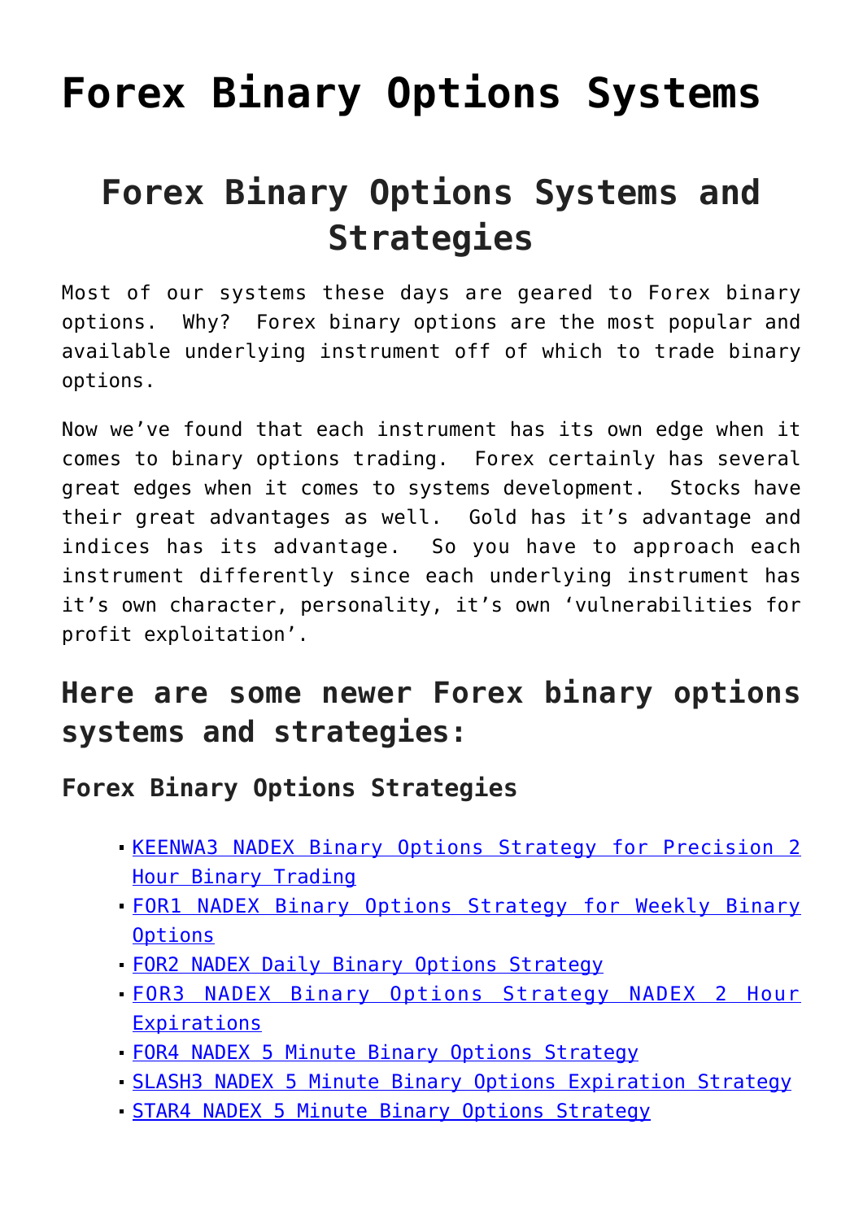# Forex Binary Options Systems

## Forex Binary Options Systems and Strategies

Most of our systems these days are geared to Forex binary options. Why? Forex binary options are the most popular and available underlying instrument off of which to trade binary options.

Now we've found that each instrument has its own edge when it comes to binary options trading. Forex certainly has several great edges when it comes to systems development. Stocks have their great advantages as well. Gold has it's advantage and indices has its advantage. So you have to approach each instrument differently since each underlying instrument has it's own character, personality, it's own 'vulnerabilities for profit exploitation'.

### Here are some newer Forex binary options systems and strategies:

#### Forex Binary Options Strategies

- KEENWA3 NADEX Binary Options Strategy for Precision 2 Hour Binary Trading
- FOR1 NADEX Binary Options Strategy for Weekly Binary Options
- FOR2 NADEX Daily Binary Options Strategy
- FOR3 NADEX Binary Options Strategy NADEX 2 Hour Expirations
- FOR4 NADEX 5 Minute Binary Options Strategy
- SLASH3 NADEX 5 Minute Binary Options Expiration Strategy
- STAR4 NADEX 5 Minute Binary Options Strategy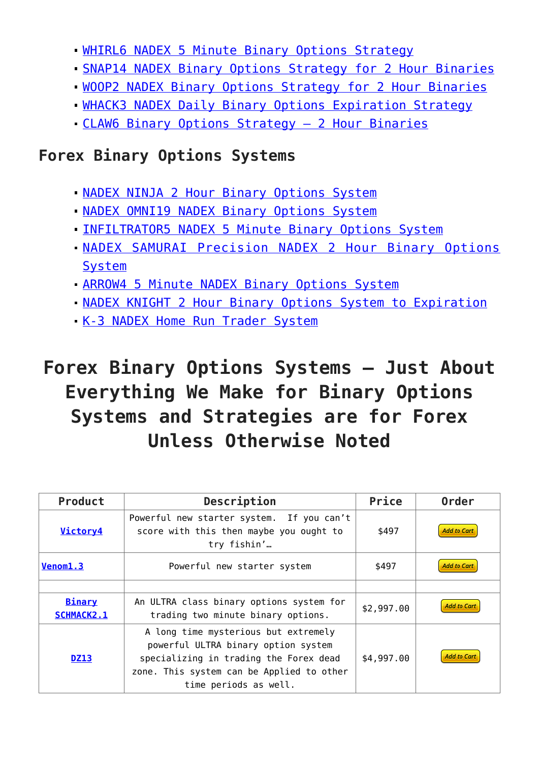- WHIRL6 NADEX 5 Minute Binary Options Strategy
- SNAP14 NADEX Binary Options Strategy for 2 Hour Binaries
- WOOP2 NADEX Binary Options Strategy for 2 Hour Binaries
- WHACK3 NADEX Daily Binary Options Expiration Strategy
- CLAW6 Binary Options Strategy – 2 Hour Binaries

## Forex Binary Options Systems

- NADEX NINJA 2 Hour Binary Options System
- NADEX OMNI19 NADEX Binary Options System
- INFILTRATOR5 NADEX 5 Minute Binary Options System
- NADEX SAMURAI Precision NADEX 2 Hour Binary Options System
- ARROW4 5 Minute NADEX Binary Options System
- NADEX KNIGHT 2 Hour Binary Options System to Expiration
- K-3 NADEX Home Run Trader System

# Forex Binary Options Systems – Just About Everything We Make for Binary Options Systems and Strategies are for Forex Unless Otherwise Noted

| Product | Description | Price | Order |
|---|---|---|---|
| **Victory4** | Powerful new starter system. If you can't score with this then maybe you ought to try fishin'… | $497 | Add to Cart |
| **Venom1.3** | Powerful new starter system | $497 | Add to Cart |
| | | | |
| **Binary SCHMACK2.1** | An ULTRA class binary options system for trading two minute binary options. | $2,997.00 | Add to Cart |
| **DZ13** | A long time mysterious but extremely powerful ULTRA binary option system specializing in trading the Forex dead zone. This system can be Applied to other time periods as well. | $4,997.00 | Add to Cart |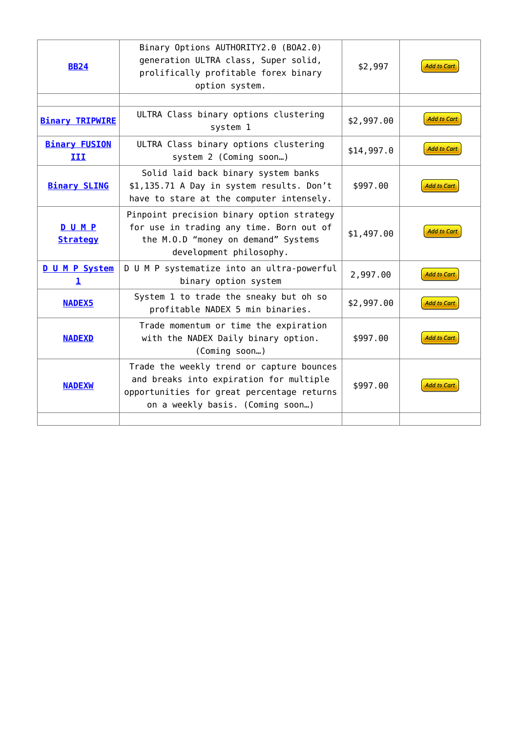| | | | |
|---|---|---|---|
| **BB24** | Binary Options AUTHORITY2.0 (BOA2.0) generation ULTRA class, Super solid, prolifically profitable forex binary option system. | $2,997 | Add to Cart |
| | | | |
| **Binary TRIPWIRE** | ULTRA Class binary options clustering system 1 | $2,997.00 | Add to Cart |
| **Binary FUSION III** | ULTRA Class binary options clustering system 2 (Coming soon…) | $14,997.0 | Add to Cart |
| **Binary SLING** | Solid laid back binary system banks $1,135.71 A Day in system results. Don’t have to stare at the computer intensely. | $997.00 | Add to Cart |
| **D U M P Strategy** | Pinpoint precision binary option strategy for use in trading any time. Born out of the M.O.D “money on demand” Systems development philosophy. | $1,497.00 | Add to Cart |
| **D U M P System 1** | D U M P systematize into an ultra-powerful binary option system | 2,997.00 | Add to Cart |
| **NADEX5** | System 1 to trade the sneaky but oh so profitable NADEX 5 min binaries. | $2,997.00 | Add to Cart |
| **NADEXD** | Trade momentum or time the expiration with the NADEX Daily binary option. (Coming soon…) | $997.00 | Add to Cart |
| **NADEXW** | Trade the weekly trend or capture bounces and breaks into expiration for multiple opportunities for great percentage returns on a weekly basis. (Coming soon…) | $997.00 | Add to Cart |
| | | | |